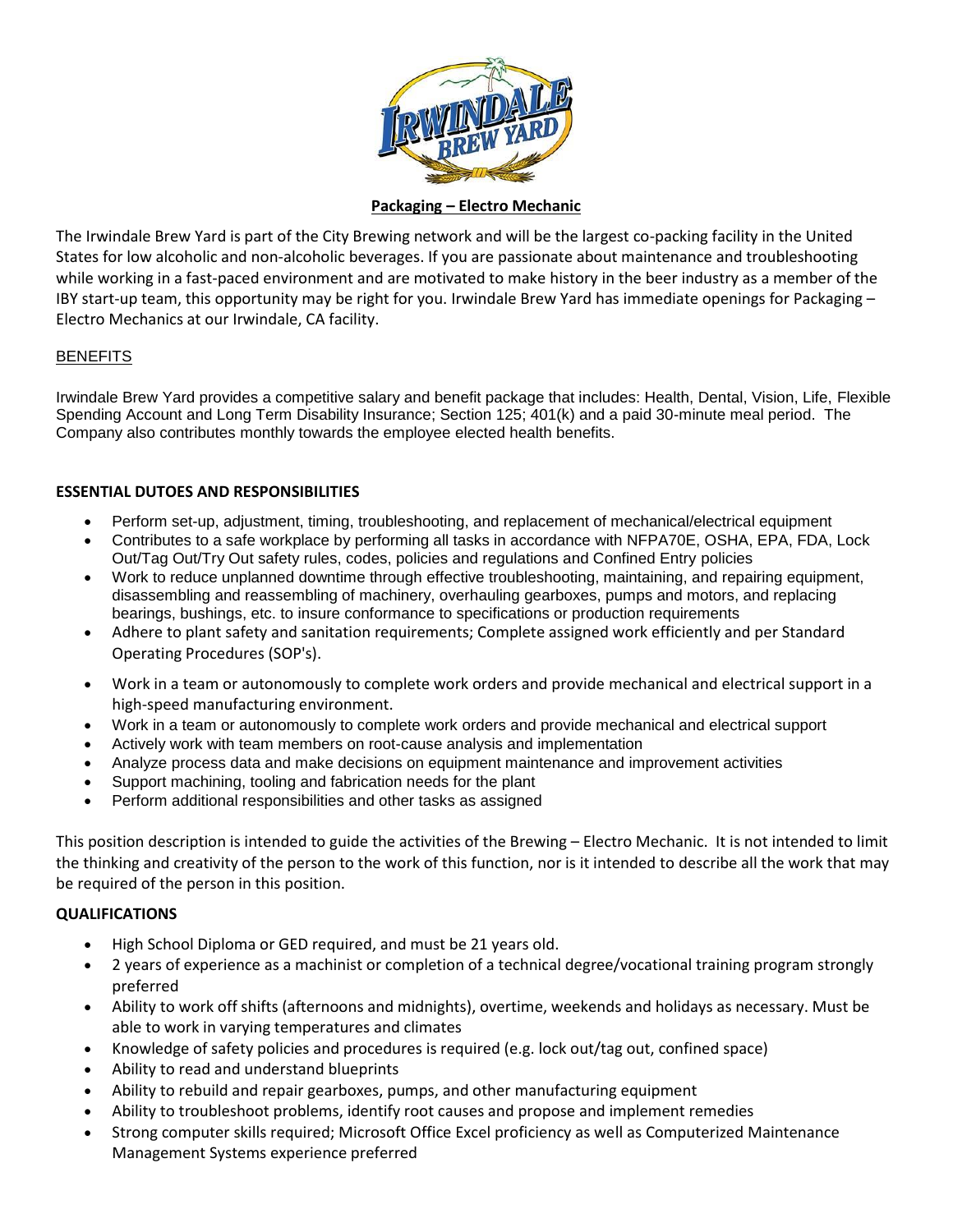**Packaging – Electro Mechanic**

The Irwindale Brew Yard is part of the City Brewing network and will be the largest co-packing facility in the United States for low alcoholic and non-alcoholic beverages. If you are passionate about maintenance and troubleshooting while working in a fast-paced environment and are motivated to make history in the beer industry as a member of the IBY start-up team, this opportunity may be right for you. Irwindale Brew Yard has immediate openings for Packaging – Electro Mechanics at our Irwindale, CA facility.

BENEFITS

Irwindale Brew Yard provides a competitive salary and benefit package that includes: Health, Dental, Vision, Life, Flexible Spending Account and Long Term Disability Insurance; Section 125; 401(k) and a paid 30-minute meal period. The Company also contributes monthly towards the employee elected health benefits.

**ESSENTIAL DUTOES AND RESPONSIBILITIES**

- Perform set-up, adjustment, timing, troubleshooting, and replacement of mechanical/electrical equipment
- Contributes to a safe workplace by performing all tasks in accordance with NFPA70E, OSHA, EPA, FDA, Lock Out/Tag Out/Try Out safety rules, codes, policies and regulations and Confined Entry policies
- Work to reduce unplanned downtime through effective troubleshooting, maintaining, and repairing equipment, disassembling and reassembling of machinery, overhauling gearboxes, pumps and motors, and replacing bearings, bushings, etc. to insure conformance to specifications or production requirements
- Adhere to plant safety and sanitation requirements; Complete assigned work efficiently and per Standard Operating Procedures (SOP's).
- Work in a team or autonomously to complete work orders and provide mechanical and electrical support in a high-speed manufacturing environment.
- Work in a team or autonomously to complete work orders and provide mechanical and electrical support
- Actively work with team members on root-cause analysis and implementation
- Analyze process data and make decisions on equipment maintenance and improvement activities
- Support machining, tooling and fabrication needs for the plant
- Perform additional responsibilities and other tasks as assigned

This position description is intended to guide the activities of the Brewing – Electro Mechanic. It is not intended to limit the thinking and creativity of the person to the work of this function, nor is it intended to describe all the work that may be required of the person in this position.

**QUALIFICATIONS**

- High School Diploma or GED required, and must be 21 years old.
- 2 years of experience as a machinist or completion of a technical degree/vocational training program strongly preferred
- Ability to work off shifts (afternoons and midnights), overtime, weekends and holidays as necessary. Must be able to work in varying temperatures and climates
- Knowledge of safety policies and procedures is required (e.g. lock out/tag out, confined space)
- Ability to read and understand blueprints
- Ability to rebuild and repair gearboxes, pumps, and other manufacturing equipment
- Ability to troubleshoot problems, identify root causes and propose and implement remedies
- Strong computer skills required; Microsoft Office Excel proficiency as well as Computerized Maintenance Management Systems experience preferred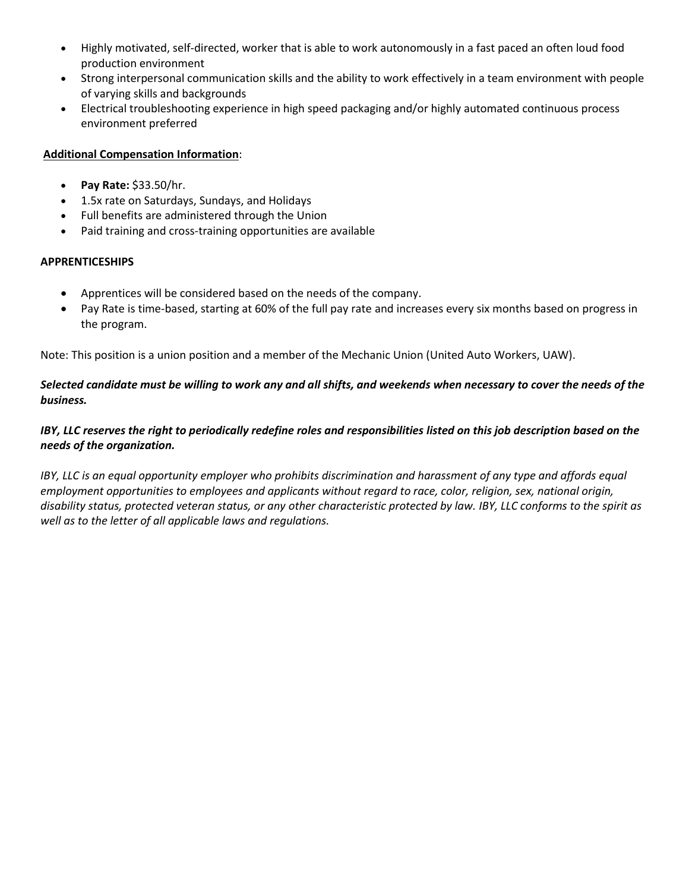- Highly motivated, self-directed, worker that is able to work autonomously in a fast paced an often loud food production environment
- Strong interpersonal communication skills and the ability to work effectively in a team environment with people of varying skills and backgrounds
- Electrical troubleshooting experience in high speed packaging and/or highly automated continuous process environment preferred

**Additional Compensation Information**:

- **Pay Rate:** $33.50/hr.
- 1.5x rate on Saturdays, Sundays, and Holidays
- Full benefits are administered through the Union
- Paid training and cross-training opportunities are available

**APPRENTICESHIPS**

- Apprentices will be considered based on the needs of the company.
- Pay Rate is time-based, starting at 60% of the full pay rate and increases every six months based on progress in the program.

Note: This position is a union position and a member of the Mechanic Union (United Auto Workers, UAW).

***Selected candidate must be willing to work any and all shifts, and weekends when necessary to cover the needs of the business.***

***IBY, LLC reserves the right to periodically redefine roles and responsibilities listed on this job description based on the needs of the organization.***

*IBY, LLC is an equal opportunity employer who prohibits discrimination and harassment of any type and affords equal employment opportunities to employees and applicants without regard to race, color, religion, sex, national origin, disability status, protected veteran status, or any other characteristic protected by law. IBY, LLC conforms to the spirit as well as to the letter of all applicable laws and regulations.*